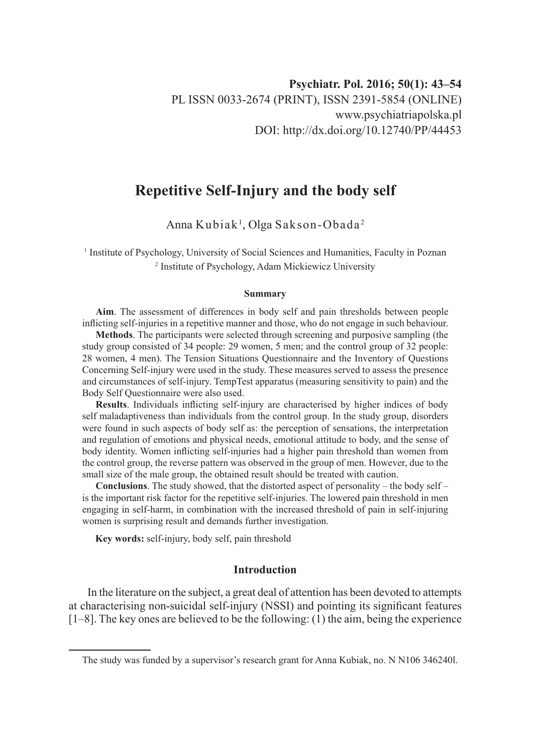# Repetitive Self-Injury and the body self

Anna Kubiak[1], Olga Sakson-Obada[2]

[1] Institute of Psychology, University of Social Sciences and Humanities, Faculty in Poznan
[2] Institute of Psychology, Adam Mickiewicz University

## Summary

**Aim**. The assessment of differences in body self and pain thresholds between people inflicting self-injuries in a repetitive manner and those, who do not engage in such behaviour.

**Methods**. The participants were selected through screening and purposive sampling (the study group consisted of 34 people: 29 women, 5 men; and the control group of 32 people: 28 women, 4 men). The Tension Situations Questionnaire and the Inventory of Questions Concerning Self-injury were used in the study. These measures served to assess the presence and circumstances of self-injury. TempTest apparatus (measuring sensitivity to pain) and the Body Self Questionnaire were also used.

**Results**. Individuals inflicting self-injury are characterised by higher indices of body self maladaptiveness than individuals from the control group. In the study group, disorders were found in such aspects of body self as: the perception of sensations, the interpretation and regulation of emotions and physical needs, emotional attitude to body, and the sense of body identity. Women inflicting self-injuries had a higher pain threshold than women from the control group, the reverse pattern was observed in the group of men. However, due to the small size of the male group, the obtained result should be treated with caution.

**Conclusions**. The study showed, that the distorted aspect of personality – the body self – is the important risk factor for the repetitive self-injuries. The lowered pain threshold in men engaging in self-harm, in combination with the increased threshold of pain in self-injuring women is surprising result and demands further investigation.

**Key words:** self-injury, body self, pain threshold

## Introduction

In the literature on the subject, a great deal of attention has been devoted to attempts at characterising non-suicidal self-injury (NSSI) and pointing its significant features [1–8]. The key ones are believed to be the following: (1) the aim, being the experience

The study was funded by a supervisor's research grant for Anna Kubiak, no. N N106 346240l.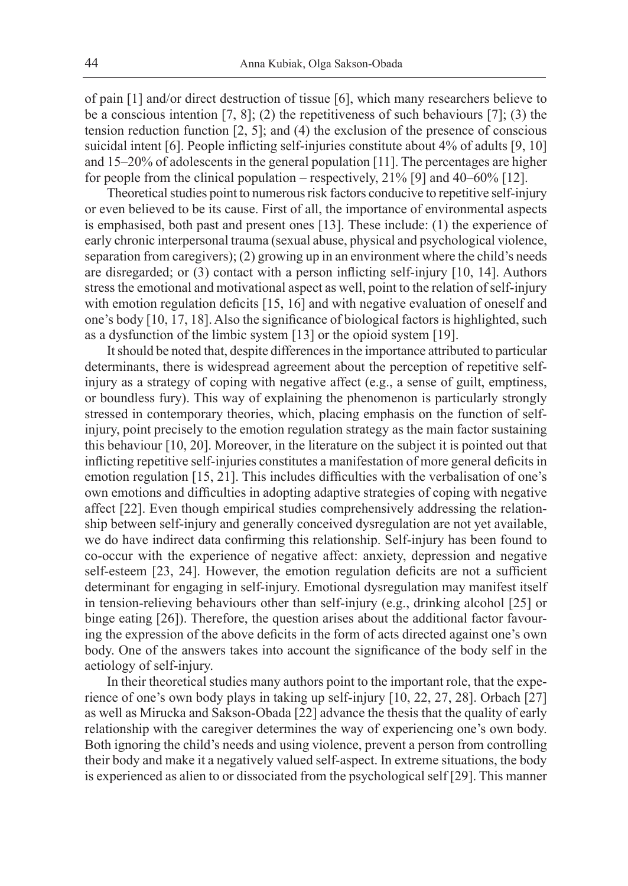of pain [1] and/or direct destruction of tissue [6], which many researchers believe to be a conscious intention [7, 8]; (2) the repetitiveness of such behaviours [7]; (3) the tension reduction function [2, 5]; and (4) the exclusion of the presence of conscious suicidal intent [6]. People inflicting self-injuries constitute about 4% of adults [9, 10] and 15–20% of adolescents in the general population [11]. The percentages are higher for people from the clinical population – respectively, 21% [9] and 40–60% [12].

Theoretical studies point to numerous risk factors conducive to repetitive self-injury or even believed to be its cause. First of all, the importance of environmental aspects is emphasised, both past and present ones [13]. These include: (1) the experience of early chronic interpersonal trauma (sexual abuse, physical and psychological violence, separation from caregivers); (2) growing up in an environment where the child's needs are disregarded; or (3) contact with a person inflicting self-injury [10, 14]. Authors stress the emotional and motivational aspect as well, point to the relation of self-injury with emotion regulation deficits [15, 16] and with negative evaluation of oneself and one's body [10, 17, 18]. Also the significance of biological factors is highlighted, such as a dysfunction of the limbic system [13] or the opioid system [19].

It should be noted that, despite differences in the importance attributed to particular determinants, there is widespread agreement about the perception of repetitive self-injury as a strategy of coping with negative affect (e.g., a sense of guilt, emptiness, or boundless fury). This way of explaining the phenomenon is particularly strongly stressed in contemporary theories, which, placing emphasis on the function of self-injury, point precisely to the emotion regulation strategy as the main factor sustaining this behaviour [10, 20]. Moreover, in the literature on the subject it is pointed out that inflicting repetitive self-injuries constitutes a manifestation of more general deficits in emotion regulation [15, 21]. This includes difficulties with the verbalisation of one's own emotions and difficulties in adopting adaptive strategies of coping with negative affect [22]. Even though empirical studies comprehensively addressing the relationship between self-injury and generally conceived dysregulation are not yet available, we do have indirect data confirming this relationship. Self-injury has been found to co-occur with the experience of negative affect: anxiety, depression and negative self-esteem [23, 24]. However, the emotion regulation deficits are not a sufficient determinant for engaging in self-injury. Emotional dysregulation may manifest itself in tension-relieving behaviours other than self-injury (e.g., drinking alcohol [25] or binge eating [26]). Therefore, the question arises about the additional factor favouring the expression of the above deficits in the form of acts directed against one's own body. One of the answers takes into account the significance of the body self in the aetiology of self-injury.

In their theoretical studies many authors point to the important role, that the experience of one's own body plays in taking up self-injury [10, 22, 27, 28]. Orbach [27] as well as Mirucka and Sakson-Obada [22] advance the thesis that the quality of early relationship with the caregiver determines the way of experiencing one's own body. Both ignoring the child's needs and using violence, prevent a person from controlling their body and make it a negatively valued self-aspect. In extreme situations, the body is experienced as alien to or dissociated from the psychological self [29]. This manner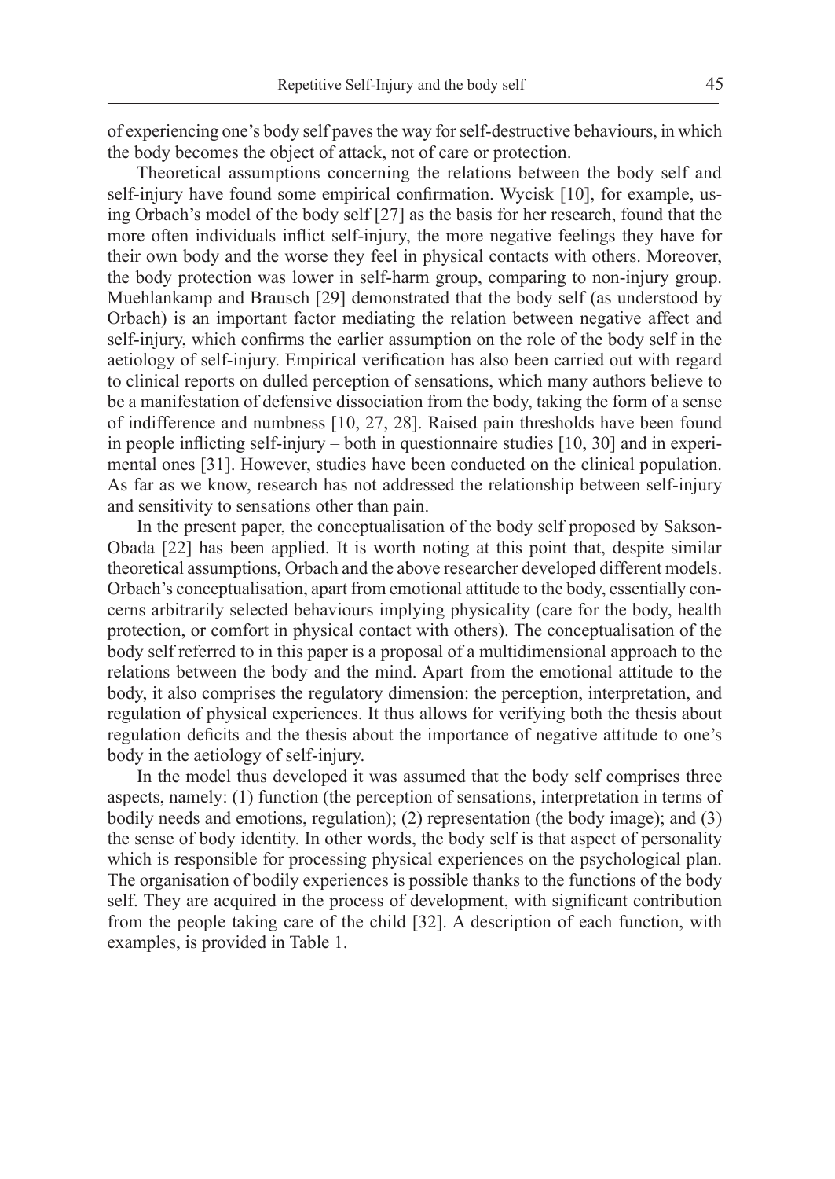of experiencing one's body self paves the way for self-destructive behaviours, in which the body becomes the object of attack, not of care or protection.

Theoretical assumptions concerning the relations between the body self and self-injury have found some empirical confirmation. Wycisk [10], for example, using Orbach's model of the body self [27] as the basis for her research, found that the more often individuals inflict self-injury, the more negative feelings they have for their own body and the worse they feel in physical contacts with others. Moreover, the body protection was lower in self-harm group, comparing to non-injury group. Muehlankamp and Brausch [29] demonstrated that the body self (as understood by Orbach) is an important factor mediating the relation between negative affect and self-injury, which confirms the earlier assumption on the role of the body self in the aetiology of self-injury. Empirical verification has also been carried out with regard to clinical reports on dulled perception of sensations, which many authors believe to be a manifestation of defensive dissociation from the body, taking the form of a sense of indifference and numbness [10, 27, 28]. Raised pain thresholds have been found in people inflicting self-injury – both in questionnaire studies [10, 30] and in experimental ones [31]. However, studies have been conducted on the clinical population. As far as we know, research has not addressed the relationship between self-injury and sensitivity to sensations other than pain.

In the present paper, the conceptualisation of the body self proposed by Sakson-Obada [22] has been applied. It is worth noting at this point that, despite similar theoretical assumptions, Orbach and the above researcher developed different models. Orbach's conceptualisation, apart from emotional attitude to the body, essentially concerns arbitrarily selected behaviours implying physicality (care for the body, health protection, or comfort in physical contact with others). The conceptualisation of the body self referred to in this paper is a proposal of a multidimensional approach to the relations between the body and the mind. Apart from the emotional attitude to the body, it also comprises the regulatory dimension: the perception, interpretation, and regulation of physical experiences. It thus allows for verifying both the thesis about regulation deficits and the thesis about the importance of negative attitude to one's body in the aetiology of self-injury.

In the model thus developed it was assumed that the body self comprises three aspects, namely: (1) function (the perception of sensations, interpretation in terms of bodily needs and emotions, regulation); (2) representation (the body image); and (3) the sense of body identity. In other words, the body self is that aspect of personality which is responsible for processing physical experiences on the psychological plan. The organisation of bodily experiences is possible thanks to the functions of the body self. They are acquired in the process of development, with significant contribution from the people taking care of the child [32]. A description of each function, with examples, is provided in Table 1.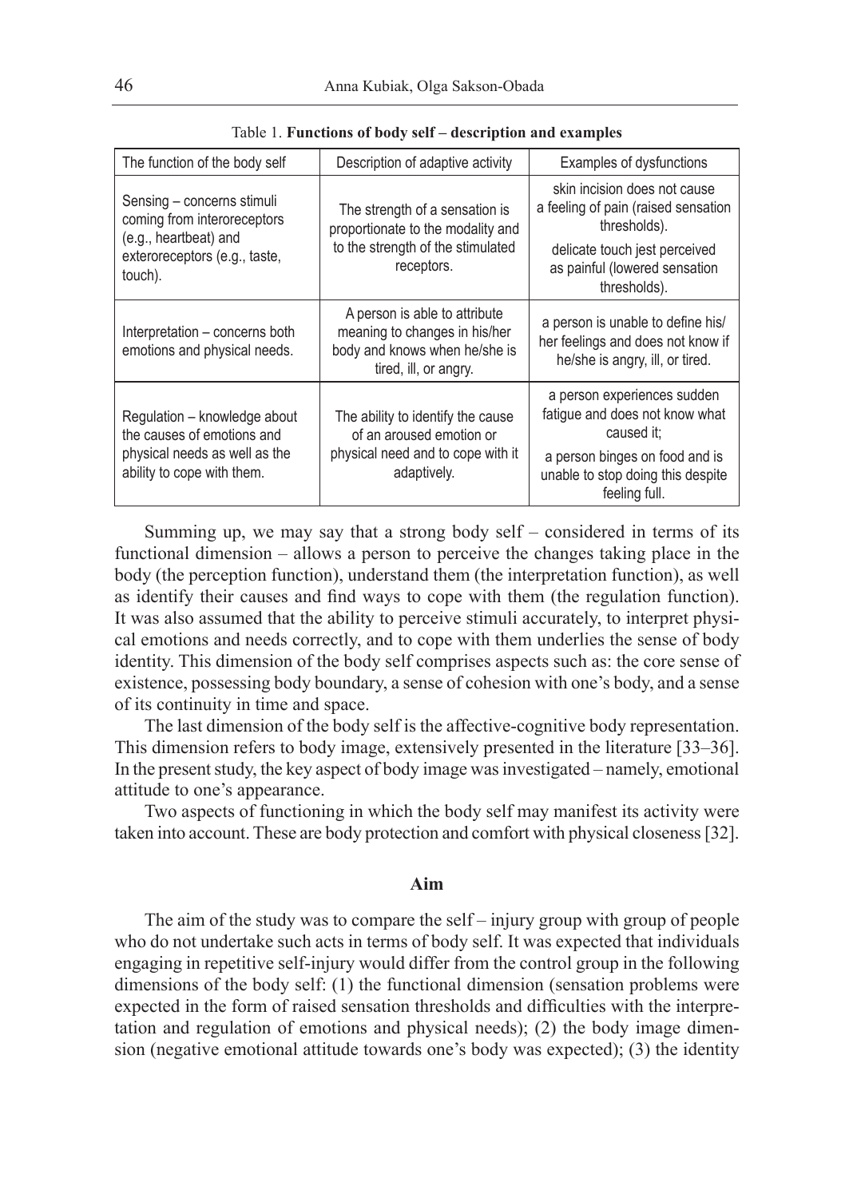Table 1. **Functions of body self – description and examples**

| The function of the body self | Description of adaptive activity | Examples of dysfunctions |
|---|---|---|
| Sensing – concerns stimuli coming from interoreceptors (e.g., heartbeat) and exteroreceptors (e.g., taste, touch). | The strength of a sensation is proportionate to the modality and to the strength of the stimulated receptors. | skin incision does not cause a feeling of pain (raised sensation thresholds). delicate touch jest perceived as painful (lowered sensation thresholds). |
| Interpretation – concerns both emotions and physical needs. | A person is able to attribute meaning to changes in his/her body and knows when he/she is tired, ill, or angry. | a person is unable to define his/her feelings and does not know if he/she is angry, ill, or tired. |
| Regulation – knowledge about the causes of emotions and physical needs as well as the ability to cope with them. | The ability to identify the cause of an aroused emotion or physical need and to cope with it adaptively. | a person experiences sudden fatigue and does not know what caused it; a person binges on food and is unable to stop doing this despite feeling full. |

Summing up, we may say that a strong body self – considered in terms of its functional dimension – allows a person to perceive the changes taking place in the body (the perception function), understand them (the interpretation function), as well as identify their causes and find ways to cope with them (the regulation function). It was also assumed that the ability to perceive stimuli accurately, to interpret physical emotions and needs correctly, and to cope with them underlies the sense of body identity. This dimension of the body self comprises aspects such as: the core sense of existence, possessing body boundary, a sense of cohesion with one's body, and a sense of its continuity in time and space.

The last dimension of the body self is the affective-cognitive body representation. This dimension refers to body image, extensively presented in the literature [33–36]. In the present study, the key aspect of body image was investigated – namely, emotional attitude to one's appearance.

Two aspects of functioning in which the body self may manifest its activity were taken into account. These are body protection and comfort with physical closeness [32].

## Aim

The aim of the study was to compare the self – injury group with group of people who do not undertake such acts in terms of body self. It was expected that individuals engaging in repetitive self-injury would differ from the control group in the following dimensions of the body self: (1) the functional dimension (sensation problems were expected in the form of raised sensation thresholds and difficulties with the interpretation and regulation of emotions and physical needs); (2) the body image dimension (negative emotional attitude towards one's body was expected); (3) the identity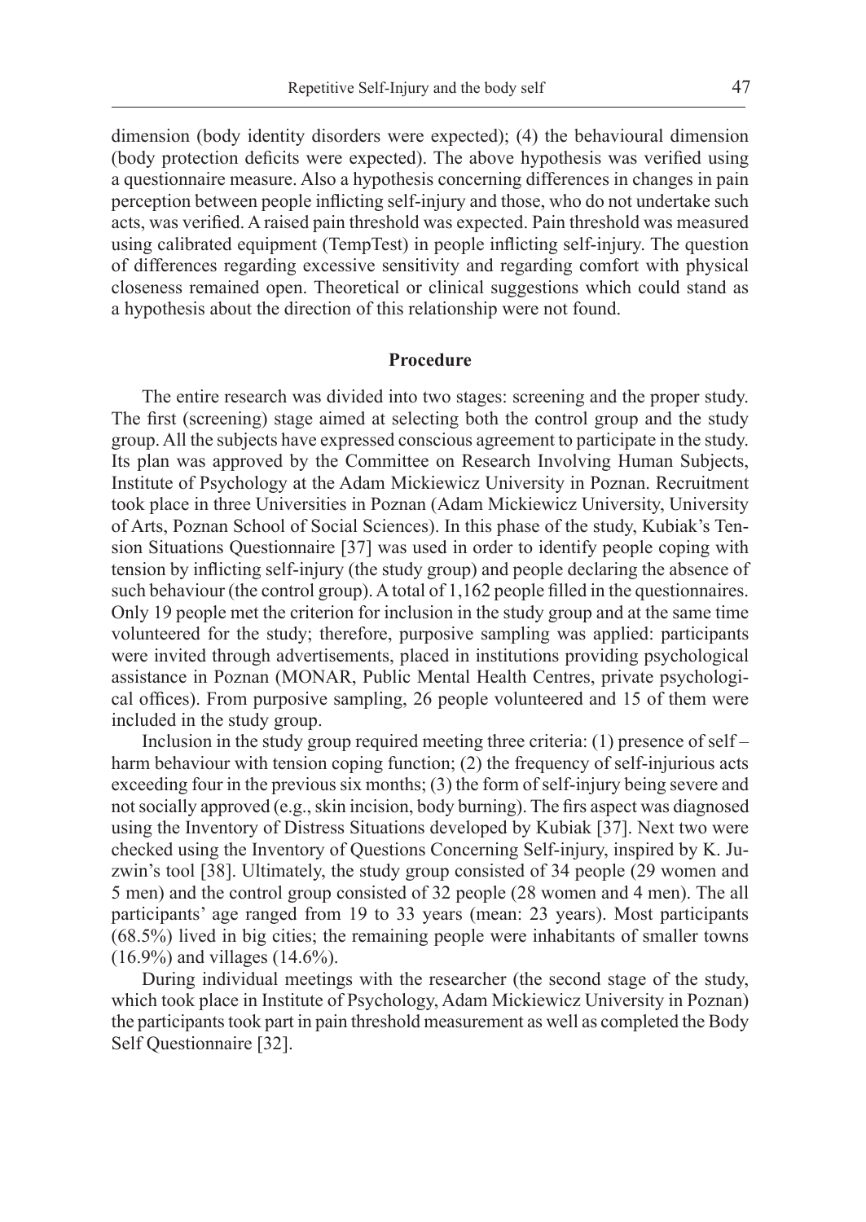dimension (body identity disorders were expected); (4) the behavioural dimension (body protection deficits were expected). The above hypothesis was verified using a questionnaire measure. Also a hypothesis concerning differences in changes in pain perception between people inflicting self-injury and those, who do not undertake such acts, was verified. A raised pain threshold was expected. Pain threshold was measured using calibrated equipment (TempTest) in people inflicting self-injury. The question of differences regarding excessive sensitivity and regarding comfort with physical closeness remained open. Theoretical or clinical suggestions which could stand as a hypothesis about the direction of this relationship were not found.

## Procedure

The entire research was divided into two stages: screening and the proper study. The first (screening) stage aimed at selecting both the control group and the study group. All the subjects have expressed conscious agreement to participate in the study. Its plan was approved by the Committee on Research Involving Human Subjects, Institute of Psychology at the Adam Mickiewicz University in Poznan. Recruitment took place in three Universities in Poznan (Adam Mickiewicz University, University of Arts, Poznan School of Social Sciences). In this phase of the study, Kubiak's Tension Situations Questionnaire [37] was used in order to identify people coping with tension by inflicting self-injury (the study group) and people declaring the absence of such behaviour (the control group). A total of 1,162 people filled in the questionnaires. Only 19 people met the criterion for inclusion in the study group and at the same time volunteered for the study; therefore, purposive sampling was applied: participants were invited through advertisements, placed in institutions providing psychological assistance in Poznan (MONAR, Public Mental Health Centres, private psychological offices). From purposive sampling, 26 people volunteered and 15 of them were included in the study group.

Inclusion in the study group required meeting three criteria: (1) presence of self – harm behaviour with tension coping function; (2) the frequency of self-injurious acts exceeding four in the previous six months; (3) the form of self-injury being severe and not socially approved (e.g., skin incision, body burning). The firs aspect was diagnosed using the Inventory of Distress Situations developed by Kubiak [37]. Next two were checked using the Inventory of Questions Concerning Self-injury, inspired by K. Juzwin's tool [38]. Ultimately, the study group consisted of 34 people (29 women and 5 men) and the control group consisted of 32 people (28 women and 4 men). The all participants' age ranged from 19 to 33 years (mean: 23 years). Most participants (68.5%) lived in big cities; the remaining people were inhabitants of smaller towns (16.9%) and villages (14.6%).

During individual meetings with the researcher (the second stage of the study, which took place in Institute of Psychology, Adam Mickiewicz University in Poznan) the participants took part in pain threshold measurement as well as completed the Body Self Questionnaire [32].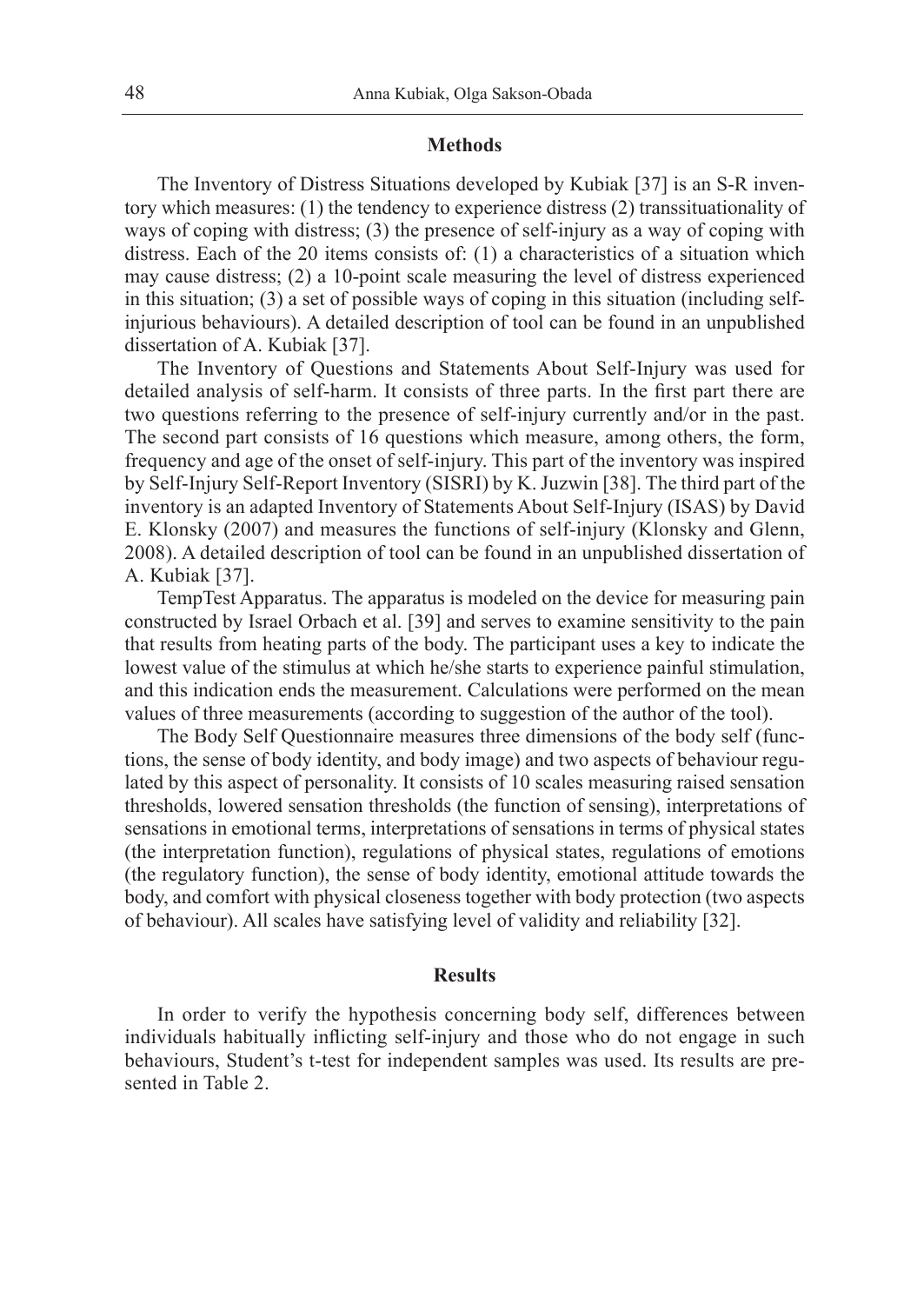## Methods

The Inventory of Distress Situations developed by Kubiak [37] is an S-R inventory which measures: (1) the tendency to experience distress (2) transsituationality of ways of coping with distress; (3) the presence of self-injury as a way of coping with distress. Each of the 20 items consists of: (1) a characteristics of a situation which may cause distress; (2) a 10-point scale measuring the level of distress experienced in this situation; (3) a set of possible ways of coping in this situation (including self-injurious behaviours). A detailed description of tool can be found in an unpublished dissertation of A. Kubiak [37].

The Inventory of Questions and Statements About Self-Injury was used for detailed analysis of self-harm. It consists of three parts. In the first part there are two questions referring to the presence of self-injury currently and/or in the past. The second part consists of 16 questions which measure, among others, the form, frequency and age of the onset of self-injury. This part of the inventory was inspired by Self-Injury Self-Report Inventory (SISRI) by K. Juzwin [38]. The third part of the inventory is an adapted Inventory of Statements About Self-Injury (ISAS) by David E. Klonsky (2007) and measures the functions of self-injury (Klonsky and Glenn, 2008). A detailed description of tool can be found in an unpublished dissertation of A. Kubiak [37].

TempTest Apparatus. The apparatus is modeled on the device for measuring pain constructed by Israel Orbach et al. [39] and serves to examine sensitivity to the pain that results from heating parts of the body. The participant uses a key to indicate the lowest value of the stimulus at which he/she starts to experience painful stimulation, and this indication ends the measurement. Calculations were performed on the mean values of three measurements (according to suggestion of the author of the tool).

The Body Self Questionnaire measures three dimensions of the body self (functions, the sense of body identity, and body image) and two aspects of behaviour regulated by this aspect of personality. It consists of 10 scales measuring raised sensation thresholds, lowered sensation thresholds (the function of sensing), interpretations of sensations in emotional terms, interpretations of sensations in terms of physical states (the interpretation function), regulations of physical states, regulations of emotions (the regulatory function), the sense of body identity, emotional attitude towards the body, and comfort with physical closeness together with body protection (two aspects of behaviour). All scales have satisfying level of validity and reliability [32].

## Results

In order to verify the hypothesis concerning body self, differences between individuals habitually inflicting self-injury and those who do not engage in such behaviours, Student's t-test for independent samples was used. Its results are presented in Table 2.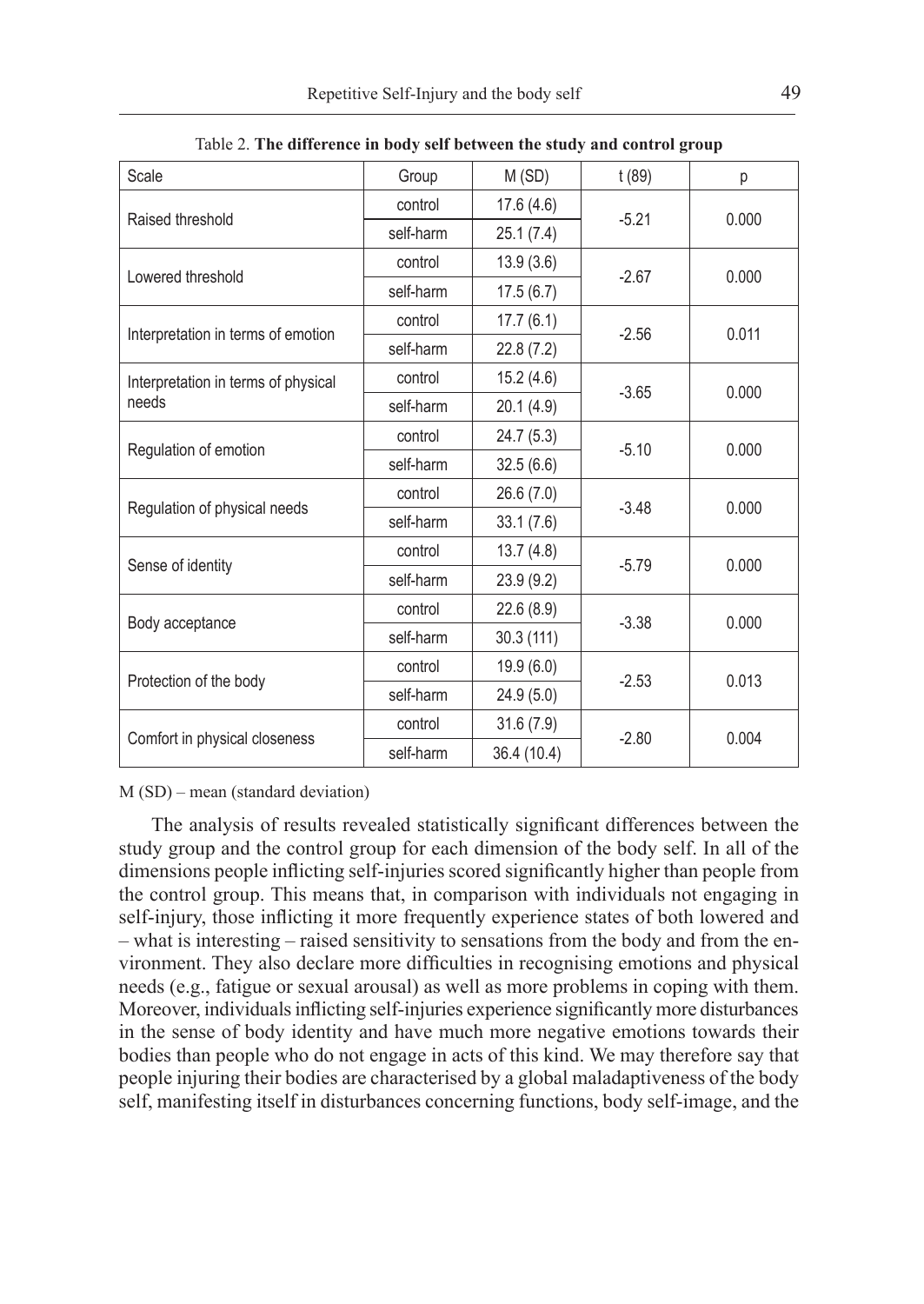Table 2. **The difference in body self between the study and control group**

| Scale | Group | M (SD) | t (89) | p |
|---|---|---|---|---|
| Raised threshold | control | 17.6 (4.6) | -5.21 | 0.000 |
| | self-harm | 25.1 (7.4) | | |
| Lowered threshold | control | 13.9 (3.6) | -2.67 | 0.000 |
| | self-harm | 17.5 (6.7) | | |
| Interpretation in terms of emotion | control | 17.7 (6.1) | -2.56 | 0.011 |
| | self-harm | 22.8 (7.2) | | |
| Interpretation in terms of physical needs | control | 15.2 (4.6) | -3.65 | 0.000 |
| | self-harm | 20.1 (4.9) | | |
| Regulation of emotion | control | 24.7 (5.3) | -5.10 | 0.000 |
| | self-harm | 32.5 (6.6) | | |
| Regulation of physical needs | control | 26.6 (7.0) | -3.48 | 0.000 |
| | self-harm | 33.1 (7.6) | | |
| Sense of identity | control | 13.7 (4.8) | -5.79 | 0.000 |
| | self-harm | 23.9 (9.2) | | |
| Body acceptance | control | 22.6 (8.9) | -3.38 | 0.000 |
| | self-harm | 30.3 (111) | | |
| Protection of the body | control | 19.9 (6.0) | -2.53 | 0.013 |
| | self-harm | 24.9 (5.0) | | |
| Comfort in physical closeness | control | 31.6 (7.9) | -2.80 | 0.004 |
| | self-harm | 36.4 (10.4) | | |

M (SD) – mean (standard deviation)

The analysis of results revealed statistically significant differences between the study group and the control group for each dimension of the body self. In all of the dimensions people inflicting self-injuries scored significantly higher than people from the control group. This means that, in comparison with individuals not engaging in self-injury, those inflicting it more frequently experience states of both lowered and – what is interesting – raised sensitivity to sensations from the body and from the environment. They also declare more difficulties in recognising emotions and physical needs (e.g., fatigue or sexual arousal) as well as more problems in coping with them. Moreover, individuals inflicting self-injuries experience significantly more disturbances in the sense of body identity and have much more negative emotions towards their bodies than people who do not engage in acts of this kind. We may therefore say that people injuring their bodies are characterised by a global maladaptiveness of the body self, manifesting itself in disturbances concerning functions, body self-image, and the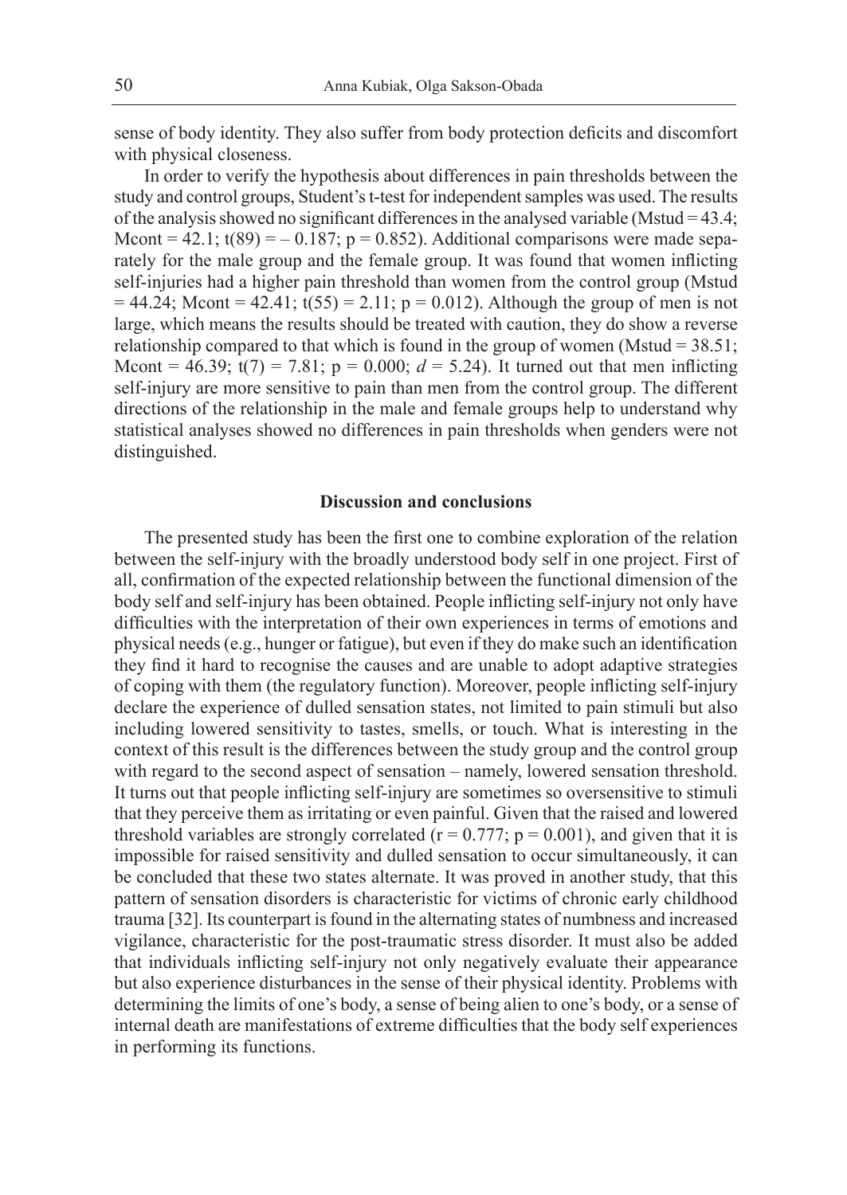sense of body identity. They also suffer from body protection deficits and discomfort with physical closeness.

In order to verify the hypothesis about differences in pain thresholds between the study and control groups, Student's t-test for independent samples was used. The results of the analysis showed no significant differences in the analysed variable (Mstud = 43.4; Mcont = 42.1; $t(89) = -0.187$; $p = 0.852$). Additional comparisons were made separately for the male group and the female group. It was found that women inflicting self-injuries had a higher pain threshold than women from the control group (Mstud = 44.24; Mcont = 42.41; $t(55) = 2.11$; $p = 0.012$). Although the group of men is not large, which means the results should be treated with caution, they do show a reverse relationship compared to that which is found in the group of women (Mstud = 38.51; Mcont = 46.39; $t(7) = 7.81$; $p = 0.000$; $d = 5.24$). It turned out that men inflicting self-injury are more sensitive to pain than men from the control group. The different directions of the relationship in the male and female groups help to understand why statistical analyses showed no differences in pain thresholds when genders were not distinguished.

## Discussion and conclusions

The presented study has been the first one to combine exploration of the relation between the self-injury with the broadly understood body self in one project. First of all, confirmation of the expected relationship between the functional dimension of the body self and self-injury has been obtained. People inflicting self-injury not only have difficulties with the interpretation of their own experiences in terms of emotions and physical needs (e.g., hunger or fatigue), but even if they do make such an identification they find it hard to recognise the causes and are unable to adopt adaptive strategies of coping with them (the regulatory function). Moreover, people inflicting self-injury declare the experience of dulled sensation states, not limited to pain stimuli but also including lowered sensitivity to tastes, smells, or touch. What is interesting in the context of this result is the differences between the study group and the control group with regard to the second aspect of sensation – namely, lowered sensation threshold. It turns out that people inflicting self-injury are sometimes so oversensitive to stimuli that they perceive them as irritating or even painful. Given that the raised and lowered threshold variables are strongly correlated ($r = 0.777$; $p = 0.001$), and given that it is impossible for raised sensitivity and dulled sensation to occur simultaneously, it can be concluded that these two states alternate. It was proved in another study, that this pattern of sensation disorders is characteristic for victims of chronic early childhood trauma [32]. Its counterpart is found in the alternating states of numbness and increased vigilance, characteristic for the post-traumatic stress disorder. It must also be added that individuals inflicting self-injury not only negatively evaluate their appearance but also experience disturbances in the sense of their physical identity. Problems with determining the limits of one's body, a sense of being alien to one's body, or a sense of internal death are manifestations of extreme difficulties that the body self experiences in performing its functions.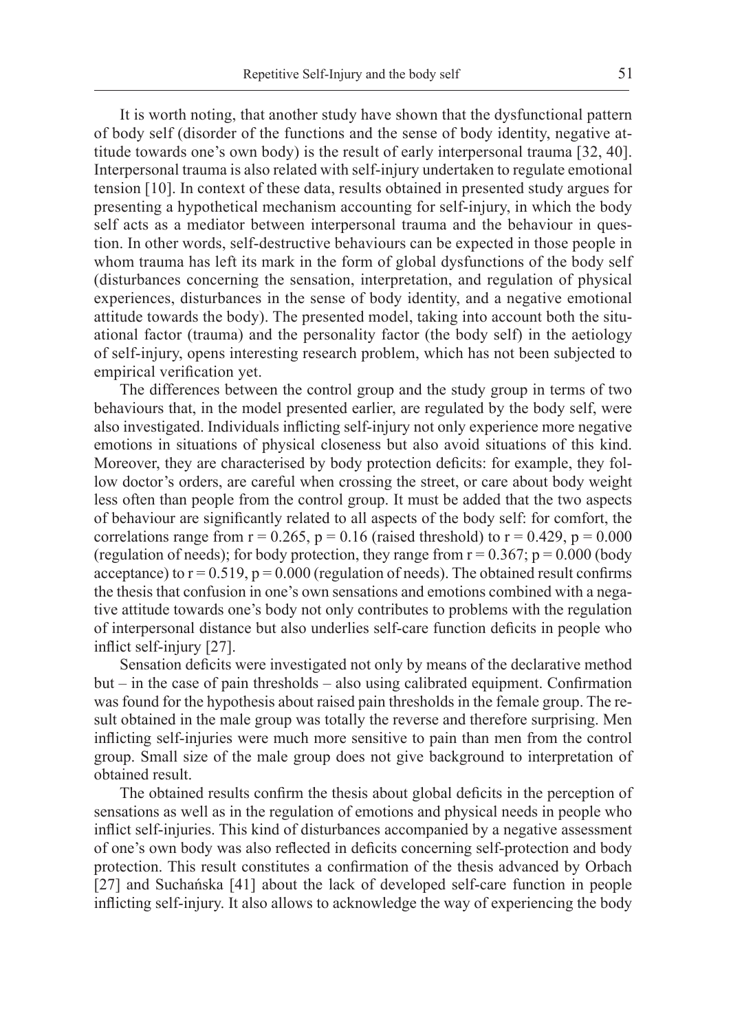It is worth noting, that another study have shown that the dysfunctional pattern of body self (disorder of the functions and the sense of body identity, negative attitude towards one's own body) is the result of early interpersonal trauma [32, 40]. Interpersonal trauma is also related with self-injury undertaken to regulate emotional tension [10]. In context of these data, results obtained in presented study argues for presenting a hypothetical mechanism accounting for self-injury, in which the body self acts as a mediator between interpersonal trauma and the behaviour in question. In other words, self-destructive behaviours can be expected in those people in whom trauma has left its mark in the form of global dysfunctions of the body self (disturbances concerning the sensation, interpretation, and regulation of physical experiences, disturbances in the sense of body identity, and a negative emotional attitude towards the body). The presented model, taking into account both the situational factor (trauma) and the personality factor (the body self) in the aetiology of self-injury, opens interesting research problem, which has not been subjected to empirical verification yet.

The differences between the control group and the study group in terms of two behaviours that, in the model presented earlier, are regulated by the body self, were also investigated. Individuals inflicting self-injury not only experience more negative emotions in situations of physical closeness but also avoid situations of this kind. Moreover, they are characterised by body protection deficits: for example, they follow doctor's orders, are careful when crossing the street, or care about body weight less often than people from the control group. It must be added that the two aspects of behaviour are significantly related to all aspects of the body self: for comfort, the correlations range from $r = 0.265$, $p = 0.16$ (raised threshold) to $r = 0.429$, $p = 0.000$ (regulation of needs); for body protection, they range from $r = 0.367$; $p = 0.000$ (body acceptance) to $r = 0.519$, $p = 0.000$ (regulation of needs). The obtained result confirms the thesis that confusion in one's own sensations and emotions combined with a negative attitude towards one's body not only contributes to problems with the regulation of interpersonal distance but also underlies self-care function deficits in people who inflict self-injury [27].

Sensation deficits were investigated not only by means of the declarative method but – in the case of pain thresholds – also using calibrated equipment. Confirmation was found for the hypothesis about raised pain thresholds in the female group. The result obtained in the male group was totally the reverse and therefore surprising. Men inflicting self-injuries were much more sensitive to pain than men from the control group. Small size of the male group does not give background to interpretation of obtained result.

The obtained results confirm the thesis about global deficits in the perception of sensations as well as in the regulation of emotions and physical needs in people who inflict self-injuries. This kind of disturbances accompanied by a negative assessment of one's own body was also reflected in deficits concerning self-protection and body protection. This result constitutes a confirmation of the thesis advanced by Orbach [27] and Suchańska [41] about the lack of developed self-care function in people inflicting self-injury. It also allows to acknowledge the way of experiencing the body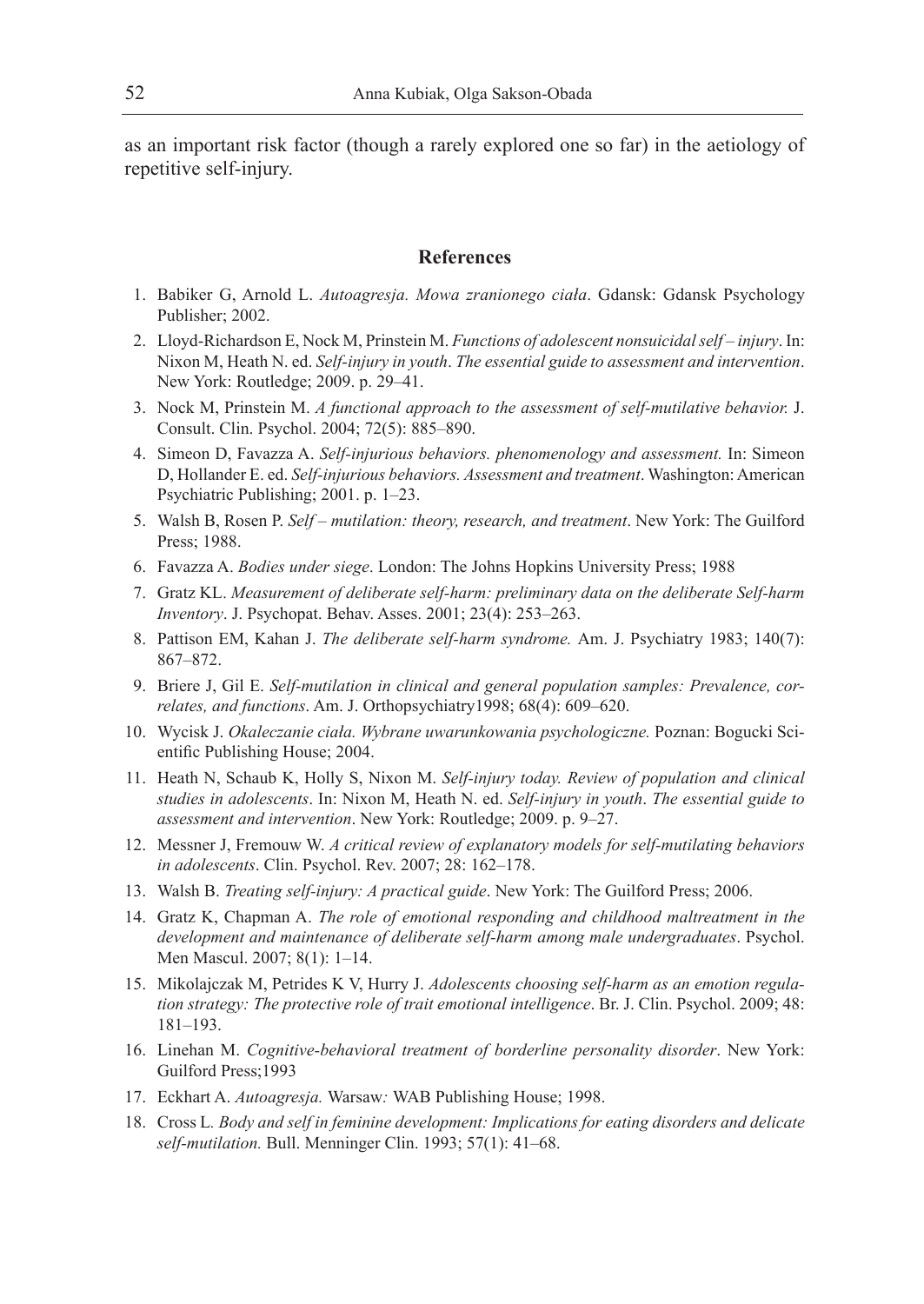as an important risk factor (though a rarely explored one so far) in the aetiology of repetitive self-injury.

## References

1. Babiker G, Arnold L. *Autoagresja. Mowa zranionego ciała*. Gdansk: Gdansk Psychology Publisher; 2002.
2. Lloyd-Richardson E, Nock M, Prinstein M. *Functions of adolescent nonsuicidal self – injury*. In: Nixon M, Heath N. ed. *Self-injury in youth*. *The essential guide to assessment and intervention*. New York: Routledge; 2009. p. 29–41.
3. Nock M, Prinstein M. *A functional approach to the assessment of self-mutilative behavior.* J. Consult. Clin. Psychol. 2004; 72(5): 885–890.
4. Simeon D, Favazza A. *Self-injurious behaviors. phenomenology and assessment.* In: Simeon D, Hollander E. ed. *Self-injurious behaviors. Assessment and treatment*. Washington: American Psychiatric Publishing; 2001. p. 1–23.
5. Walsh B, Rosen P. *Self – mutilation: theory, research, and treatment*. New York: The Guilford Press; 1988.
6. Favazza A. *Bodies under siege*. London: The Johns Hopkins University Press; 1988
7. Gratz KL. *Measurement of deliberate self-harm: preliminary data on the deliberate Self-harm Inventory*. J. Psychopat. Behav. Asses. 2001; 23(4): 253–263.
8. Pattison EM, Kahan J. *The deliberate self-harm syndrome.* Am. J. Psychiatry 1983; 140(7): 867–872.
9. Briere J, Gil E. *Self-mutilation in clinical and general population samples: Prevalence, correlates, and functions*. Am. J. Orthopsychiatry1998; 68(4): 609–620.
10. Wycisk J. *Okaleczanie ciała. Wybrane uwarunkowania psychologiczne.* Poznan: Bogucki Scientific Publishing House; 2004.
11. Heath N, Schaub K, Holly S, Nixon M. *Self-injury today. Review of population and clinical studies in adolescents*. In: Nixon M, Heath N. ed. *Self-injury in youth*. *The essential guide to assessment and intervention*. New York: Routledge; 2009. p. 9–27.
12. Messner J, Fremouw W. *A critical review of explanatory models for self-mutilating behaviors in adolescents*. Clin. Psychol. Rev. 2007; 28: 162–178.
13. Walsh B. *Treating self-injury: A practical guide*. New York: The Guilford Press; 2006.
14. Gratz K, Chapman A. *The role of emotional responding and childhood maltreatment in the development and maintenance of deliberate self-harm among male undergraduates*. Psychol. Men Mascul. 2007; 8(1): 1–14.
15. Mikolajczak M, Petrides K V, Hurry J. *Adolescents choosing self-harm as an emotion regulation strategy: The protective role of trait emotional intelligence*. Br. J. Clin. Psychol. 2009; 48: 181–193.
16. Linehan M. *Cognitive-behavioral treatment of borderline personality disorder*. New York: Guilford Press;1993
17. Eckhart A. *Autoagresja.* Warsaw*:* WAB Publishing House; 1998.
18. Cross L*. Body and self in feminine development: Implications for eating disorders and delicate self-mutilation.* Bull. Menninger Clin. 1993; 57(1): 41–68.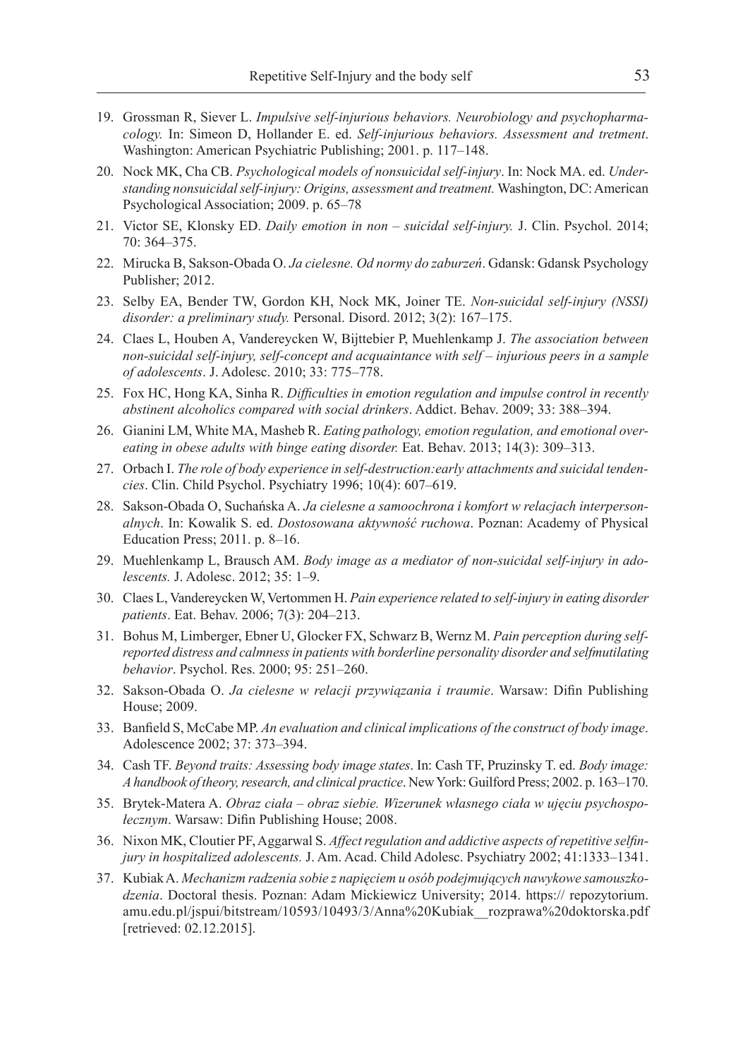19. Grossman R, Siever L. *Impulsive self-injurious behaviors. Neurobiology and psychopharmacology.* In: Simeon D, Hollander E. ed. *Self-injurious behaviors. Assessment and tretment*. Washington: American Psychiatric Publishing; 2001. p. 117–148.
20. Nock MK, Cha CB. *Psychological models of nonsuicidal self-injury*. In: Nock MA. ed. *Understanding nonsuicidal self-injury: Origins, assessment and treatment.* Washington, DC: American Psychological Association; 2009. p. 65–78
21. Victor SE, Klonsky ED. *Daily emotion in non – suicidal self-injury.* J. Clin. Psychol. 2014; 70: 364–375.
22. Mirucka B, Sakson-Obada O. *Ja cielesne. Od normy do zaburzeń*. Gdansk: Gdansk Psychology Publisher; 2012.
23. Selby EA, Bender TW, Gordon KH, Nock MK, Joiner TE. *Non-suicidal self-injury (NSSI) disorder: a preliminary study.* Personal. Disord. 2012; 3(2): 167–175.
24. Claes L, Houben A, Vandereycken W, Bijttebier P, Muehlenkamp J. *The association between non-suicidal self-injury, self-concept and acquaintance with self – injurious peers in a sample of adolescents*. J. Adolesc. 2010; 33: 775–778.
25. Fox HC, Hong KA, Sinha R. *Difficulties in emotion regulation and impulse control in recently abstinent alcoholics compared with social drinkers*. Addict. Behav. 2009; 33: 388–394.
26. Gianini LM, White MA, Masheb R. *Eating pathology, emotion regulation, and emotional overeating in obese adults with binge eating disorder.* Eat. Behav. 2013; 14(3): 309–313.
27. Orbach I. *The role of body experience in self-destruction:early attachments and suicidal tendencies*. Clin. Child Psychol. Psychiatry 1996; 10(4): 607–619.
28. Sakson-Obada O, Suchańska A. *Ja cielesne a samoochrona i komfort w relacjach interpersonalnych*. In: Kowalik S. ed. *Dostosowana aktywność ruchowa*. Poznan: Academy of Physical Education Press; 2011. p. 8–16.
29. Muehlenkamp L, Brausch AM. *Body image as a mediator of non-suicidal self-injury in adolescents.* J. Adolesc. 2012; 35: 1–9.
30. Claes L, Vandereycken W, Vertommen H. *Pain experience related to self-injury in eating disorder patients*. Eat. Behav. 2006; 7(3): 204–213.
31. Bohus M, Limberger, Ebner U, Glocker FX, Schwarz B, Wernz M. *Pain perception during self-reported distress and calmness in patients with borderline personality disorder and selfmutilating behavior*. Psychol. Res. 2000; 95: 251–260.
32. Sakson-Obada O. *Ja cielesne w relacji przywiązania i traumie*. Warsaw: Difin Publishing House; 2009.
33. Banfield S, McCabe MP. *An evaluation and clinical implications of the construct of body image*. Adolescence 2002; 37: 373–394.
34. Cash TF. *Beyond traits: Assessing body image states*. In: Cash TF, Pruzinsky T. ed. *Body image: A handbook of theory, research, and clinical practice*. New York: Guilford Press; 2002. p. 163–170.
35. Brytek-Matera A. *Obraz ciała – obraz siebie. Wizerunek własnego ciała w ujęciu psychospołecznym*. Warsaw: Difin Publishing House; 2008.
36. Nixon MK, Cloutier PF, Aggarwal S. *Affect regulation and addictive aspects of repetitive selfinjury in hospitalized adolescents.* J. Am. Acad. Child Adolesc. Psychiatry 2002; 41:1333–1341.
37. Kubiak A. *Mechanizm radzenia sobie z napięciem u osób podejmujących nawykowe samouszkodzenia*. Doctoral thesis. Poznan: Adam Mickiewicz University; 2014. https:// repozytorium.amu.edu.pl/jspui/bitstream/10593/10493/3/Anna%20Kubiak__rozprawa%20doktorska.pdf [retrieved: 02.12.2015].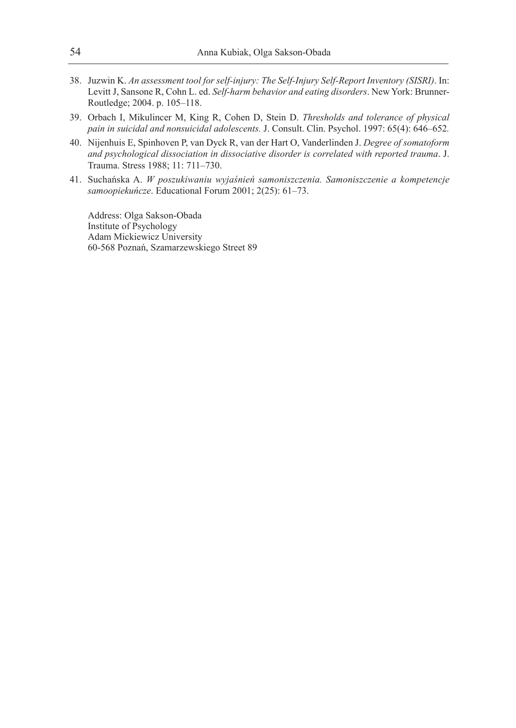38. Juzwin K. *An assessment tool for self-injury: The Self-Injury Self-Report Inventory (SISRI)*. In: Levitt J, Sansone R, Cohn L. ed. *Self-harm behavior and eating disorders*. New York: Brunner-Routledge; 2004. p. 105–118.
39. Orbach I, Mikulincer M, King R, Cohen D, Stein D. *Thresholds and tolerance of physical pain in suicidal and nonsuicidal adolescents.* J. Consult. Clin. Psychol. 1997: 65(4): 646–652*.*
40. Nijenhuis E, Spinhoven P, van Dyck R, van der Hart O, Vanderlinden J. *Degree of somatoform and psychological dissociation in dissociative disorder is correlated with reported trauma*. J. Trauma. Stress 1988; 11: 711–730.
41. Suchańska A. *W poszukiwaniu wyjaśnień samoniszczenia. Samoniszczenie a kompetencje samoopiekuńcze*. Educational Forum 2001; 2(25): 61–73.

Address: Olga Sakson-Obada
Institute of Psychology
Adam Mickiewicz University
60-568 Poznań, Szamarzewskiego Street 89